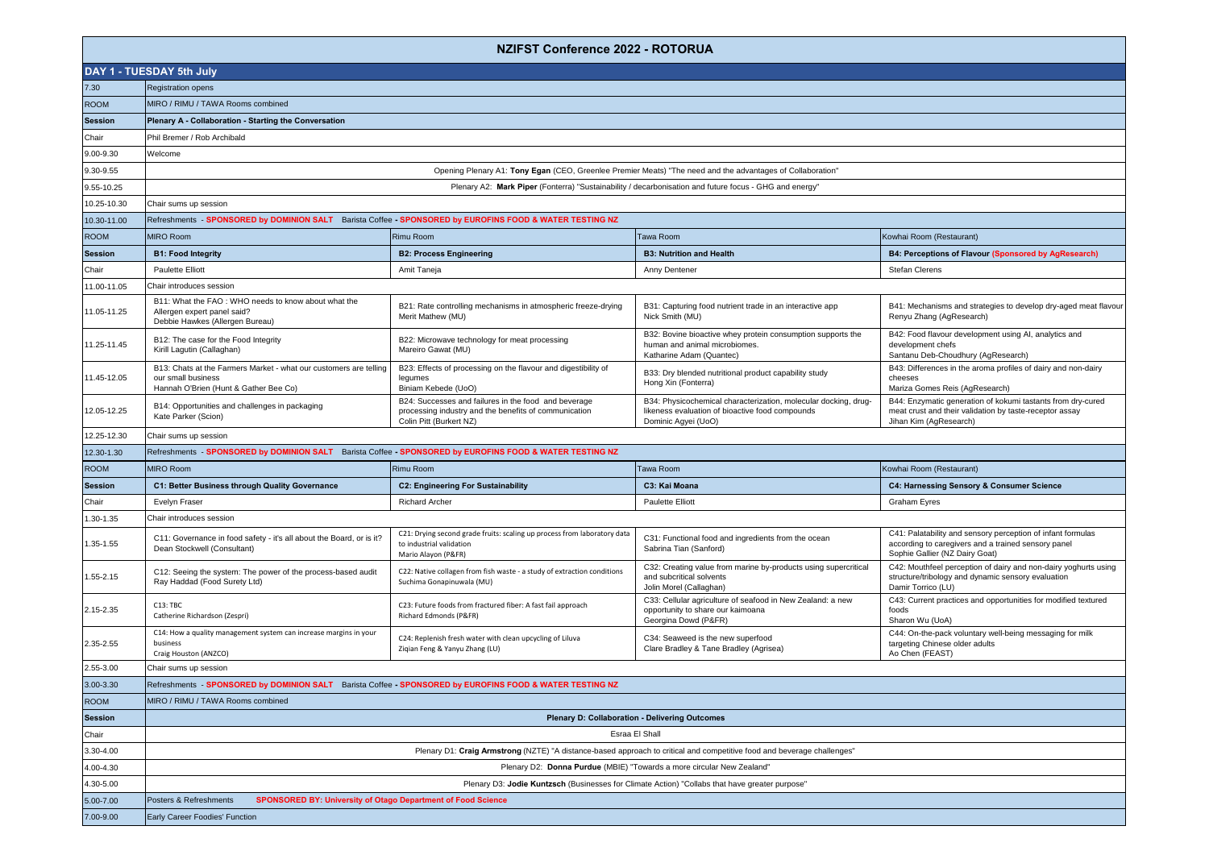# NZIFST Conference 2022 - ROTORUA

## DAY 1 - TUESDAY 5th July

| | | | | |
|---|---|---|---|---|
| 7.30 | Registration opens | | | |
| ROOM | MIRO / RIMU / TAWA Rooms combined | | | |
| **Session** | **Plenary A - Collaboration - Starting the Conversation** | | | |
| Chair | Phil Bremer / Rob Archibald | | | |
| 9.00-9.30 | Welcome | | | |
| 9.30-9.55 | Opening Plenary A1: **Tony Egan** (CEO, Greenlee Premier Meats) "The need and the advantages of Collaboration" | | | |
| 9.55-10.25 | Plenary A2: **Mark Piper** (Fonterra) "Sustainability / decarbonisation and future focus - GHG and energy" | | | |
| 10.25-10.30 | Chair sums up session | | | |
| 10.30-11.00 | Refreshments - **SPONSORED by DOMINION SALT** Barista Coffee - **SPONSORED by EUROFINS FOOD & WATER TESTING NZ** | | | |
| ROOM | MIRO Room | Rimu Room | Tawa Room | Kowhai Room (Restaurant) |
| **Session** | **B1: Food Integrity** | **B2: Process Engineering** | **B3: Nutrition and Health** | **B4: Perceptions of Flavour (Sponsored by AgResearch)** |
| Chair | Paulette Elliott | Amit Taneja | Anny Dentener | Stefan Clerens |
| 11.00-11.05 | Chair introduces session | | | |
| 11.05-11.25 | B11: What the FAO : WHO needs to know about what the Allergen expert panel said? Debbie Hawkes (Allergen Bureau) | B21: Rate controlling mechanisms in atmospheric freeze-drying Merit Mathew (MU) | B31: Capturing food nutrient trade in an interactive app Nick Smith (MU) | B41: Mechanisms and strategies to develop dry-aged meat flavour Renyu Zhang (AgResearch) |
| 11.25-11.45 | B12: The case for the Food Integrity Kirill Lagutin (Callaghan) | B22: Microwave technology for meat processing Mareiro Gawat (MU) | B32: Bovine bioactive whey protein consumption supports the human and animal microbiomes. Katharine Adam (Quantec) | B42: Food flavour development using AI, analytics and development chefs Santanu Deb-Choudhury (AgResearch) |
| 11.45-12.05 | B13: Chats at the Farmers Market - what our customers are telling our small business Hannah O'Brien (Hunt & Gather Bee Co) | B23: Effects of processing on the flavour and digestibility of legumes Biniam Kebede (UoO) | B33: Dry blended nutritional product capability study Hong Xin (Fonterra) | B43: Differences in the aroma profiles of dairy and non-dairy cheeses Mariza Gomes Reis (AgResearch) |
| 12.05-12.25 | B14: Opportunities and challenges in packaging Kate Parker (Scion) | B24: Successes and failures in the food and beverage processing industry and the benefits of communication Colin Pitt (Burkert NZ) | B34: Physicochemical characterization, molecular docking, drug-likeness evaluation of bioactive food compounds Dominic Agyei (UoO) | B44: Enzymatic generation of kokumi tastants from dry-cured meat crust and their validation by taste-receptor assay Jihan Kim (AgResearch) |
| 12.25-12.30 | Chair sums up session | | | |
| 12.30-1.30 | Refreshments - **SPONSORED by DOMINION SALT** Barista Coffee - **SPONSORED by EUROFINS FOOD & WATER TESTING NZ** | | | |
| ROOM | MIRO Room | Rimu Room | Tawa Room | Kowhai Room (Restaurant) |
| **Session** | **C1: Better Business through Quality Governance** | **C2: Engineering For Sustainability** | **C3: Kai Moana** | **C4: Harnessing Sensory & Consumer Science** |
| Chair | Evelyn Fraser | Richard Archer | Paulette Elliott | Graham Eyres |
| 1.30-1.35 | Chair introduces session | | | |
| 1.35-1.55 | C11: Governance in food safety - it's all about the Board, or is it? Dean Stockwell (Consultant) | C21: Drying second grade fruits: scaling up process from laboratory data to industrial validation Mario Alayon (P&FR) | C31: Functional food and ingredients from the ocean Sabrina Tian (Sanford) | C41: Palatability and sensory perception of infant formulas according to caregivers and a trained sensory panel Sophie Gallier (NZ Dairy Goat) |
| 1.55-2.15 | C12: Seeing the system: The power of the process-based audit Ray Haddad (Food Surety Ltd) | C22: Native collagen from fish waste - a study of extraction conditions Suchima Gonapinuwala (MU) | C32: Creating value from marine by-products using supercritical and subcritical solvents Jolin Morel (Callaghan) | C42: Mouthfeel perception of dairy and non-dairy yoghurts using structure/tribology and dynamic sensory evaluation Damir Torrico (LU) |
| 2.15-2.35 | C13: TBC Catherine Richardson (Zespri) | C23: Future foods from fractured fiber: A fast fail approach Richard Edmonds (P&FR) | C33: Cellular agriculture of seafood in New Zealand: a new opportunity to share our kaimoana Georgina Dowd (P&FR) | C43: Current practices and opportunities for modified textured foods Sharon Wu (UoA) |
| 2.35-2.55 | C14: How a quality management system can increase margins in your business Craig Houston (ANZCO) | C24: Replenish fresh water with clean upcycling of Liluva Ziqian Feng & Yanyu Zhang (LU) | C34: Seaweed is the new superfood Clare Bradley & Tane Bradley (Agrisea) | C44: On-the-pack voluntary well-being messaging for milk targeting Chinese older adults Ao Chen (FEAST) |
| 2.55-3.00 | Chair sums up session | | | |
| 3.00-3.30 | Refreshments - **SPONSORED by DOMINION SALT** Barista Coffee - **SPONSORED by EUROFINS FOOD & WATER TESTING NZ** | | | |
| ROOM | MIRO / RIMU / TAWA Rooms combined | | | |
| **Session** | **Plenary D: Collaboration - Delivering Outcomes** | | | |
| Chair | Esraa El Shall | | | |
| 3.30-4.00 | Plenary D1: **Craig Armstrong** (NZTE) "A distance-based approach to critical and competitive food and beverage challenges" | | | |
| 4.00-4.30 | Plenary D2: **Donna Purdue** (MBIE) "Towards a more circular New Zealand" | | | |
| 4.30-5.00 | Plenary D3: **Jodie Kuntzsch** (Businesses for Climate Action) "Collabs that have greater purpose" | | | |
| 5.00-7.00 | Posters & Refreshments **SPONSORED BY: University of Otago Department of Food Science** | | | |
| 7.00-9.00 | Early Career Foodies' Function | | | |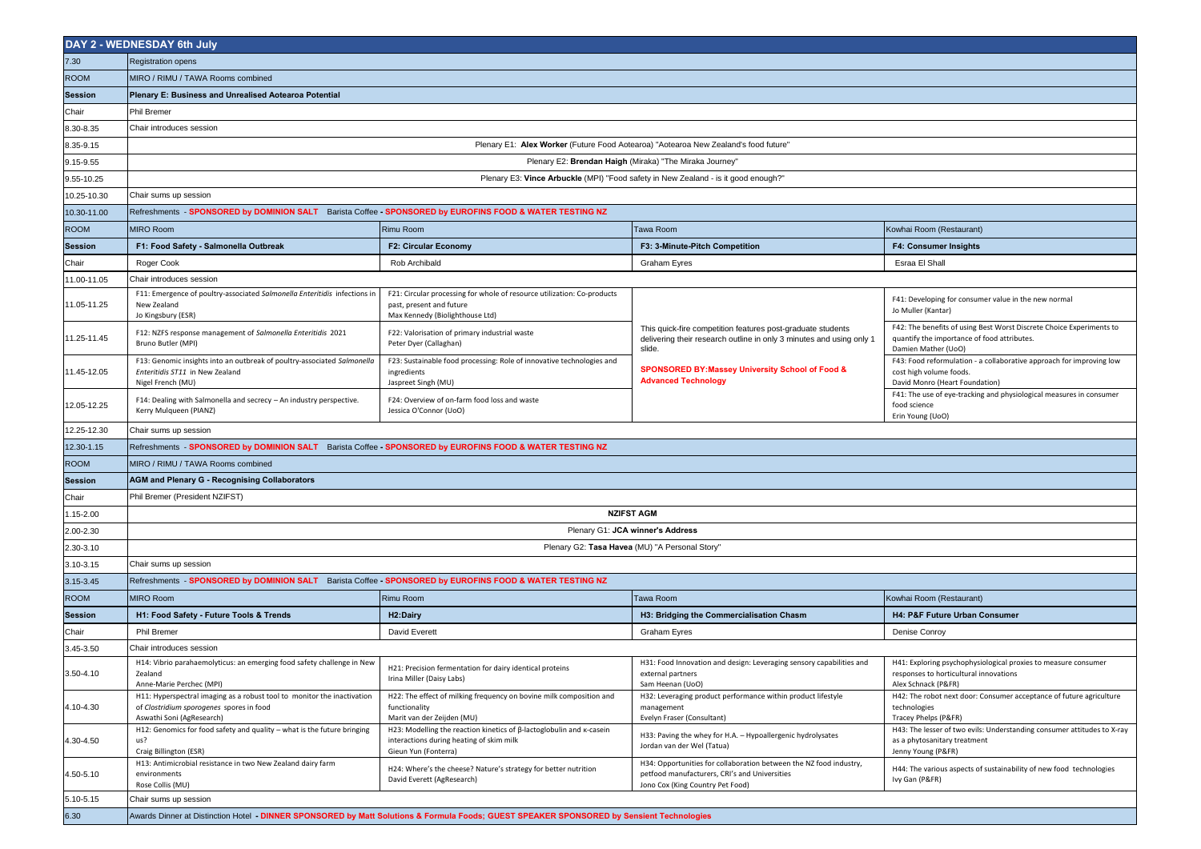## DAY 2 - WEDNESDAY 6th July

| | | | | |
|---|---|---|---|---|
| 7.30 | Registration opens | | | |
| ROOM | MIRO / RIMU / TAWA Rooms combined | | | |
| **Session** | **Plenary E: Business and Unrealised Aotearoa Potential** | | | |
| Chair | Phil Bremer | | | |
| 8.30-8.35 | Chair introduces session | | | |
| 8.35-9.15 | Plenary E1: **Alex Worker** (Future Food Aotearoa) "Aotearoa New Zealand's food future" | | | |
| 9.15-9.55 | Plenary E2: **Brendan Haigh** (Miraka) "The Miraka Journey" | | | |
| 9.55-10.25 | Plenary E3: **Vince Arbuckle** (MPI) "Food safety in New Zealand - is it good enough?" | | | |
| 10.25-10.30 | Chair sums up session | | | |
| 10.30-11.00 | Refreshments - **SPONSORED by DOMINION SALT** Barista Coffee - **SPONSORED by EUROFINS FOOD & WATER TESTING NZ** | | | |
| ROOM | MIRO Room | Rimu Room | Tawa Room | Kowhai Room (Restaurant) |
| **Session** | **F1: Food Safety - Salmonella Outbreak** | **F2: Circular Economy** | **F3: 3-Minute-Pitch Competition** | **F4: Consumer Insights** |
| Chair | Roger Cook | Rob Archibald | Graham Eyres | Esraa El Shall |
| 11.00-11.05 | Chair introduces session | | | |
| 11.05-11.25 | F11: Emergence of poultry-associated *Salmonella Enteritidis* infections in New Zealand<br>Jo Kingsbury (ESR) | F21: Circular processing for whole of resource utilization: Co-products past, present and future<br>Max Kennedy (Biolighthouse Ltd) | This quick-fire competition features post-graduate students delivering their research outline in only 3 minutes and using only 1 slide.<br><br>**SPONSORED BY:Massey University School of Food & Advanced Technology** | F41: Developing for consumer value in the new normal<br>Jo Muller (Kantar) |
| 11.25-11.45 | F12: NZFS response management of *Salmonella Enteritidis* 2021<br>Bruno Butler (MPI) | F22: Valorisation of primary industrial waste<br>Peter Dyer (Callaghan) | | F42: The benefits of using Best Worst Discrete Choice Experiments to quantify the importance of food attributes.<br>Damien Mather (UoO) |
| 11.45-12.05 | F13: Genomic insights into an outbreak of poultry-associated *Salmonella Enteritidis ST11* in New Zealand<br>Nigel French (MU) | F23: Sustainable food processing: Role of innovative technologies and ingredients<br>Jaspreet Singh (MU) | | F43: Food reformulation - a collaborative approach for improving low cost high volume foods.<br>David Monro (Heart Foundation) |
| 12.05-12.25 | F14: Dealing with Salmonella and secrecy – An industry perspective.<br>Kerry Mulqueen (PIANZ) | F24: Overview of on-farm food loss and waste<br>Jessica O'Connor (UoO) | | F41: The use of eye-tracking and physiological measures in consumer food science<br>Erin Young (UoO) |
| 12.25-12.30 | Chair sums up session | | | |
| 12.30-1.15 | Refreshments - **SPONSORED by DOMINION SALT** Barista Coffee - **SPONSORED by EUROFINS FOOD & WATER TESTING NZ** | | | |
| ROOM | MIRO / RIMU / TAWA Rooms combined | | | |
| **Session** | **AGM and Plenary G - Recognising Collaborators** | | | |
| Chair | Phil Bremer (President NZIFST) | | | |
| 1.15-2.00 | **NZIFST AGM** | | | |
| 2.00-2.30 | Plenary G1: **JCA winner's Address** | | | |
| 2.30-3.10 | Plenary G2: **Tasa Havea** (MU) "A Personal Story" | | | |
| 3.10-3.15 | Chair sums up session | | | |
| 3.15-3.45 | Refreshments - **SPONSORED by DOMINION SALT** Barista Coffee - **SPONSORED by EUROFINS FOOD & WATER TESTING NZ** | | | |
| ROOM | MIRO Room | Rimu Room | Tawa Room | Kowhai Room (Restaurant) |
| **Session** | **H1: Food Safety - Future Tools & Trends** | **H2:Dairy** | **H3: Bridging the Commercialisation Chasm** | **H4: P&F Future Urban Consumer** |
| Chair | Phil Bremer | David Everett | Graham Eyres | Denise Conroy |
| 3.45-3.50 | Chair introduces session | | | |
| 3.50-4.10 | H14: Vibrio parahaemolyticus: an emerging food safety challenge in New Zealand<br>Anne-Marie Perchec (MPI) | H21: Precision fermentation for dairy identical proteins<br>Irina Miller (Daisy Labs) | H31: Food Innovation and design: Leveraging sensory capabilities and external partners<br>Sam Heenan (UoO) | H41: Exploring psychophysiological proxies to measure consumer responses to horticultural innovations<br>Alex Schnack (P&FR) |
| 4.10-4.30 | H11: Hyperspectral imaging as a robust tool to monitor the inactivation of *Clostridium sporogenes* spores in food<br>Aswathi Soni (AgResearch) | H22: The effect of milking frequency on bovine milk composition and functionality<br>Marit van der Zeijden (MU) | H32: Leveraging product performance within product lifestyle management<br>Evelyn Fraser (Consultant) | H42: The robot next door: Consumer acceptance of future agriculture technologies<br>Tracey Phelps (P&FR) |
| 4.30-4.50 | H12: Genomics for food safety and quality – what is the future bringing us?<br>Craig Billington (ESR) | H23: Modelling the reaction kinetics of β-lactoglobulin and κ-casein interactions during heating of skim milk<br>Gieun Yun (Fonterra) | H33: Paving the whey for H.A. – Hypoallergenic hydrolysates<br>Jordan van der Wel (Tatua) | H43: The lesser of two evils: Understanding consumer attitudes to X-ray as a phytosanitary treatment<br>Jenny Young (P&FR) |
| 4.50-5.10 | H13: Antimicrobial resistance in two New Zealand dairy farm environments<br>Rose Collis (MU) | H24: Where's the cheese? Nature's strategy for better nutrition<br>David Everett (AgResearch) | H34: Opportunities for collaboration between the NZ food industry, petfood manufacturers, CRI's and Universities<br>Jono Cox (King Country Pet Food) | H44: The various aspects of sustainability of new food technologies<br>Ivy Gan (P&FR) |
| 5.10-5.15 | Chair sums up session | | | |
| 6.30 | Awards Dinner at Distinction Hotel - **DINNER SPONSORED by Matt Solutions & Formula Foods; GUEST SPEAKER SPONSORED by Sensient Technologies** | | | |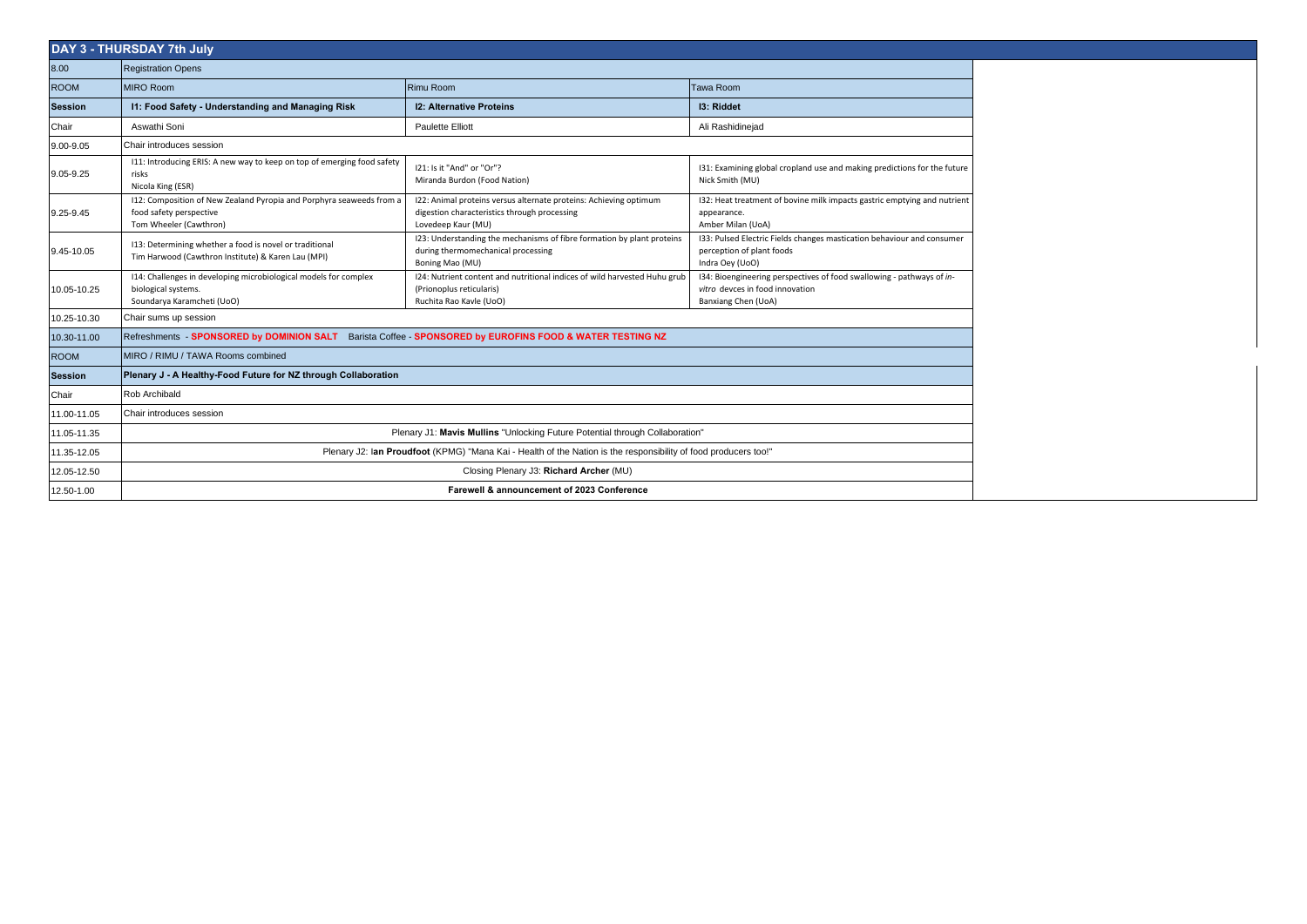| DAY 3 - THURSDAY 7th July | | | |
|---|---|---|---|
| 8.00 | Registration Opens | | |
| ROOM | MIRO Room | Rimu Room | Tawa Room |
| **Session** | **I1: Food Safety - Understanding and Managing Risk** | **I2: Alternative Proteins** | **I3: Riddet** |
| Chair | Aswathi Soni | Paulette Elliott | Ali Rashidinejad |
| 9.00-9.05 | Chair introduces session | | |
| 9.05-9.25 | I11: Introducing ERIS: A new way to keep on top of emerging food safety risks<br>Nicola King (ESR) | I21: Is it "And" or "Or"?<br>Miranda Burdon (Food Nation) | I31: Examining global cropland use and making predictions for the future<br>Nick Smith (MU) |
| 9.25-9.45 | I12: Composition of New Zealand Pyropia and Porphyra seaweeds from a food safety perspective<br>Tom Wheeler (Cawthron) | I22: Animal proteins versus alternate proteins: Achieving optimum digestion characteristics through processing<br>Lovedeep Kaur (MU) | I32: Heat treatment of bovine milk impacts gastric emptying and nutrient appearance.<br>Amber Milan (UoA) |
| 9.45-10.05 | I13: Determining whether a food is novel or traditional<br>Tim Harwood (Cawthron Institute) & Karen Lau (MPI) | I23: Understanding the mechanisms of fibre formation by plant proteins during thermomechanical processing<br>Boning Mao (MU) | I33: Pulsed Electric Fields changes mastication behaviour and consumer perception of plant foods<br>Indra Oey (UoO) |
| 10.05-10.25 | I14: Challenges in developing microbiological models for complex biological systems.<br>Soundarya Karamcheti (UoO) | I24: Nutrient content and nutritional indices of wild harvested Huhu grub (Prionoplus reticularis)<br>Ruchita Rao Kavle (UoO) | I34: Bioengineering perspectives of food swallowing - pathways of *in-vitro* devces in food innovation<br>Banxiang Chen (UoA) |
| 10.25-10.30 | Chair sums up session | | |
| 10.30-11.00 | Refreshments - **SPONSORED by DOMINION SALT** Barista Coffee - **SPONSORED by EUROFINS FOOD & WATER TESTING NZ** | | |
| ROOM | MIRO / RIMU / TAWA Rooms combined | | |
| **Session** | **Plenary J - A Healthy-Food Future for NZ through Collaboration** | | |
| Chair | Rob Archibald | | |
| 11.00-11.05 | Chair introduces session | | |
| 11.05-11.35 | Plenary J1: **Mavis Mullins** "Unlocking Future Potential through Collaboration" | | |
| 11.35-12.05 | Plenary J2: **Ian Proudfoot** (KPMG) "Mana Kai - Health of the Nation is the responsibility of food producers too!" | | |
| 12.05-12.50 | Closing Plenary J3: **Richard Archer** (MU) | | |
| 12.50-1.00 | **Farewell & announcement of 2023 Conference** | | |